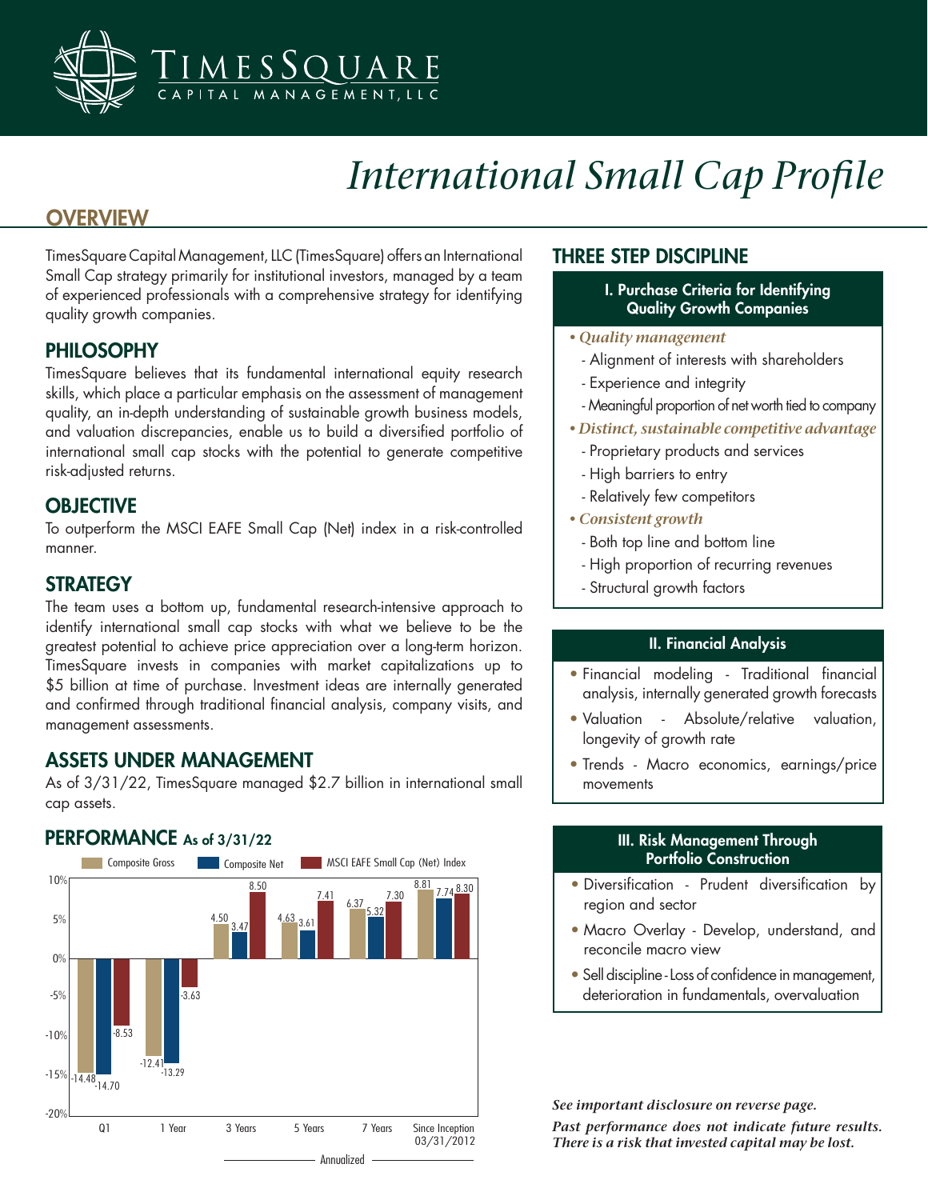# International Small Cap Profile

## OVERVIEW

TimesSquare Capital Management, LLC (TimesSquare) offers an International Small Cap strategy primarily for institutional investors, managed by a team of experienced professionals with a comprehensive strategy for identifying quality growth companies.

## PHILOSOPHY

TimesSquare believes that its fundamental international equity research skills, which place a particular emphasis on the assessment of management quality, an in-depth understanding of sustainable growth business models, and valuation discrepancies, enable us to build a diversified portfolio of international small cap stocks with the potential to generate competitive risk-adjusted returns.

## OBJECTIVE

To outperform the MSCI EAFE Small Cap (Net) index in a risk-controlled manner.

## STRATEGY

The team uses a bottom up, fundamental research-intensive approach to identify international small cap stocks with what we believe to be the greatest potential to achieve price appreciation over a long-term horizon. TimesSquare invests in companies with market capitalizations up to $5 billion at time of purchase. Investment ideas are internally generated and confirmed through traditional financial analysis, company visits, and management assessments.

## ASSETS UNDER MANAGEMENT

As of 3/31/22, TimesSquare managed $2.7 billion in international small cap assets.

## PERFORMANCE As of 3/31/22

| | Q1 | 1 Year | 3 Years | 5 Years | 7 Years | Since Inception 03/31/2012 |
|---|---|---|---|---|---|---|
| Composite Gross | -14.48 | -12.41 | 4.50 | 4.63 | 6.37 | 8.81 |
| Composite Net | -14.70 | -13.29 | 3.47 | 3.61 | 5.32 | 7.74 |
| MSCI EAFE Small Cap (Net) Index | -8.53 | -3.63 | 8.50 | 7.41 | 7.30 | 8.30 |

3 Years through Since Inception: Annualized

## THREE STEP DISCIPLINE

### I. Purchase Criteria for Identifying Quality Growth Companies

- *Quality management*
  - Alignment of interests with shareholders
  - Experience and integrity
  - Meaningful proportion of net worth tied to company
- *Distinct, sustainable competitive advantage*
  - Proprietary products and services
  - High barriers to entry
  - Relatively few competitors
- *Consistent growth*
  - Both top line and bottom line
  - High proportion of recurring revenues
  - Structural growth factors

### II. Financial Analysis

- Financial modeling - Traditional financial analysis, internally generated growth forecasts
- Valuation - Absolute/relative valuation, longevity of growth rate
- Trends - Macro economics, earnings/price movements

### III. Risk Management Through Portfolio Construction

- Diversification - Prudent diversification by region and sector
- Macro Overlay - Develop, understand, and reconcile macro view
- Sell discipline - Loss of confidence in management, deterioration in fundamentals, overvaluation

***See important disclosure on reverse page.***

***Past performance does not indicate future results. There is a risk that invested capital may be lost.***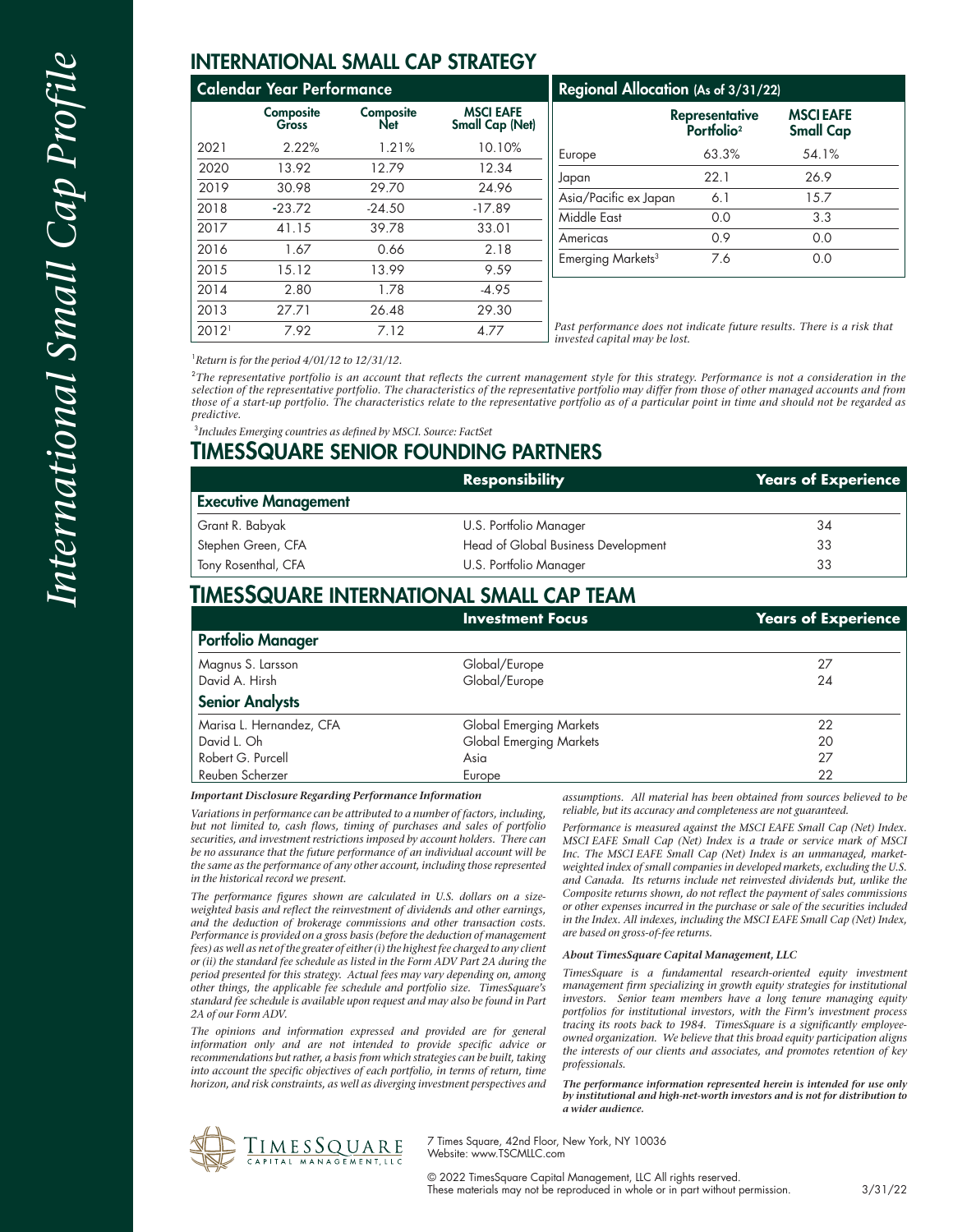# INTERNATIONAL SMALL CAP STRATEGY

## Calendar Year Performance

| | Composite Gross | Composite Net | MSCI EAFE Small Cap (Net) |
|---|---|---|---|
| 2021 | 2.22% | 1.21% | 10.10% |
| 2020 | 13.92 | 12.79 | 12.34 |
| 2019 | 30.98 | 29.70 | 24.96 |
| 2018 | -23.72 | -24.50 | -17.89 |
| 2017 | 41.15 | 39.78 | 33.01 |
| 2016 | 1.67 | 0.66 | 2.18 |
| 2015 | 15.12 | 13.99 | 9.59 |
| 2014 | 2.80 | 1.78 | -4.95 |
| 2013 | 27.71 | 26.48 | 29.30 |
| 2012[1] | 7.92 | 7.12 | 4.77 |

## Regional Allocation (As of 3/31/22)

| | Representative Portfolio[2] | MSCI EAFE Small Cap |
|---|---|---|
| Europe | 63.3% | 54.1% |
| Japan | 22.1 | 26.9 |
| Asia/Pacific ex Japan | 6.1 | 15.7 |
| Middle East | 0.0 | 3.3 |
| Americas | 0.9 | 0.0 |
| Emerging Markets[3] | 7.6 | 0.0 |

*Past performance does not indicate future results. There is a risk that invested capital may be lost.*

[1]*Return is for the period 4/01/12 to 12/31/12.*

[2]*The representative portfolio is an account that reflects the current management style for this strategy. Performance is not a consideration in the selection of the representative portfolio. The characteristics of the representative portfolio may differ from those of other managed accounts and from those of a start-up portfolio. The characteristics relate to the representative portfolio as of a particular point in time and should not be regarded as predictive.*

[3]*Includes Emerging countries as defined by MSCI. Source: FactSet*

# TIMESSQUARE SENIOR FOUNDING PARTNERS

| | Responsibility | Years of Experience |
|---|---|---|
| **Executive Management** | | |
| Grant R. Babyak | U.S. Portfolio Manager | 34 |
| Stephen Green, CFA | Head of Global Business Development | 33 |
| Tony Rosenthal, CFA | U.S. Portfolio Manager | 33 |

# TIMESSQUARE INTERNATIONAL SMALL CAP TEAM

| | Investment Focus | Years of Experience |
|---|---|---|
| **Portfolio Manager** | | |
| Magnus S. Larsson | Global/Europe | 27 |
| David A. Hirsh | Global/Europe | 24 |
| **Senior Analysts** | | |
| Marisa L. Hernandez, CFA | Global Emerging Markets | 22 |
| David L. Oh | Global Emerging Markets | 20 |
| Robert G. Purcell | Asia | 27 |
| Reuben Scherzer | Europe | 22 |

***Important Disclosure Regarding Performance Information***

*Variations in performance can be attributed to a number of factors, including, but not limited to, cash flows, timing of purchases and sales of portfolio securities, and investment restrictions imposed by account holders. There can be no assurance that the future performance of an individual account will be the same as the performance of any other account, including those represented in the historical record we present.*

*The performance figures shown are calculated in U.S. dollars on a size-weighted basis and reflect the reinvestment of dividends and other earnings, and the deduction of brokerage commissions and other transaction costs. Performance is provided on a gross basis (before the deduction of management fees) as well as net of the greater of either (i) the highest fee charged to any client or (ii) the standard fee schedule as listed in the Form ADV Part 2A during the period presented for this strategy. Actual fees may vary depending on, among other things, the applicable fee schedule and portfolio size. TimesSquare's standard fee schedule is available upon request and may also be found in Part 2A of our Form ADV.*

*The opinions and information expressed and provided are for general information only and are not intended to provide specific advice or recommendations but rather, a basis from which strategies can be built, taking into account the specific objectives of each portfolio, in terms of return, time horizon, and risk constraints, as well as diverging investment perspectives and assumptions. All material has been obtained from sources believed to be reliable, but its accuracy and completeness are not guaranteed.*

*Performance is measured against the MSCI EAFE Small Cap (Net) Index. MSCI EAFE Small Cap (Net) Index is a trade or service mark of MSCI Inc. The MSCI EAFE Small Cap (Net) Index is an unmanaged, market-weighted index of small companies in developed markets, excluding the U.S. and Canada. Its returns include net reinvested dividends but, unlike the Composite returns shown, do not reflect the payment of sales commissions or other expenses incurred in the purchase or sale of the securities included in the Index. All indexes, including the MSCI EAFE Small Cap (Net) Index, are based on gross-of-fee returns.*

***About TimesSquare Capital Management, LLC***

*TimesSquare is a fundamental research-oriented equity investment management firm specializing in growth equity strategies for institutional investors. Senior team members have a long tenure managing equity portfolios for institutional investors, with the Firm's investment process tracing its roots back to 1984. TimesSquare is a significantly employee-owned organization. We believe that this broad equity participation aligns the interests of our clients and associates, and promotes retention of key professionals.*

***The performance information represented herein is intended for use only by institutional and high-net-worth investors and is not for distribution to a wider audience.***

TIMESSQUARE CAPITAL MANAGEMENT, LLC

7 Times Square, 42nd Floor, New York, NY 10036
Website: www.TSCMLLC.com

© 2022 TimesSquare Capital Management, LLC All rights reserved.
These materials may not be reproduced in whole or in part without permission. 3/31/22